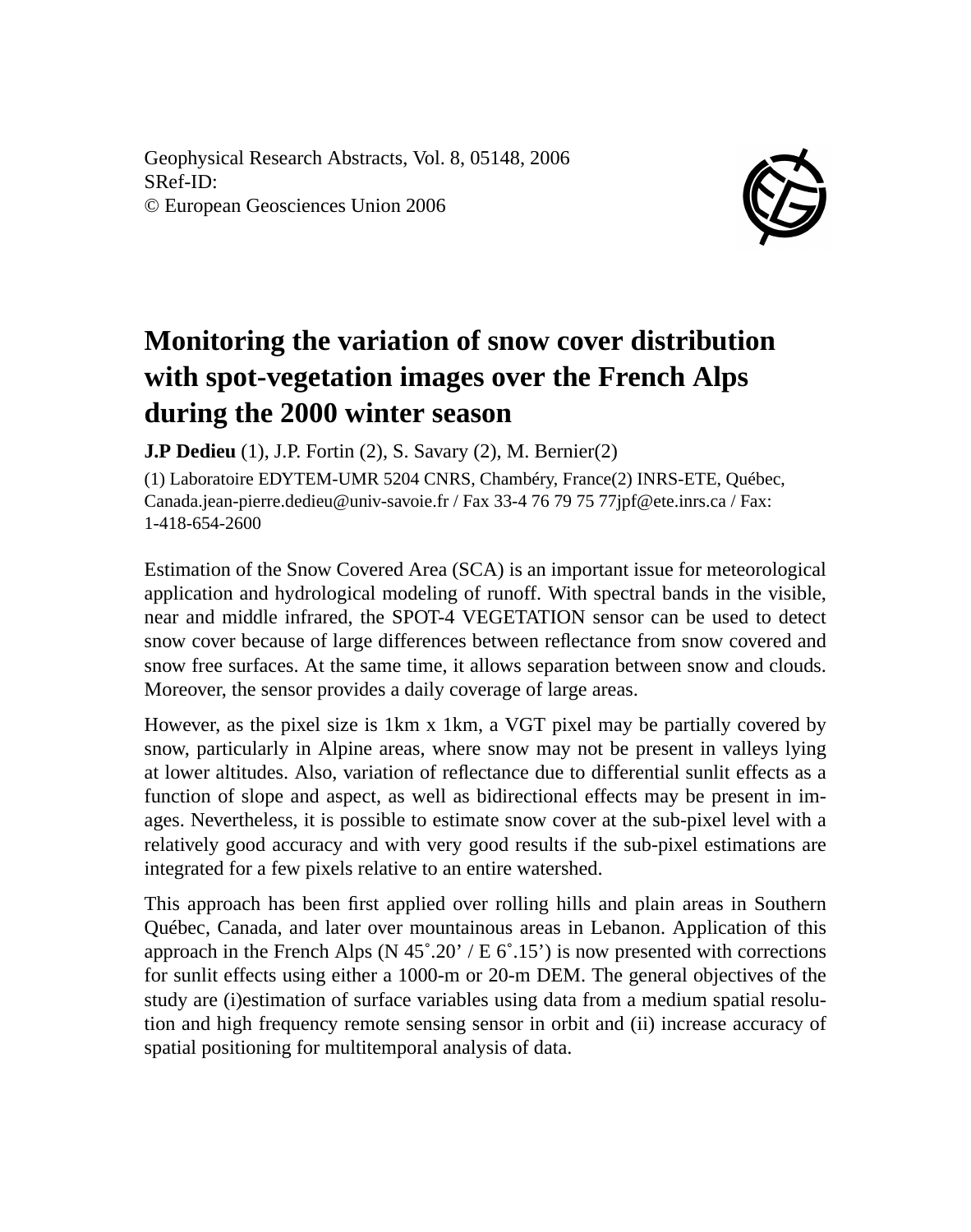Geophysical Research Abstracts, Vol. 8, 05148, 2006
SRef-ID:
© European Geosciences Union 2006

# Monitoring the variation of snow cover distribution with spot-vegetation images over the French Alps during the 2000 winter season

**J.P Dedieu** (1), J.P. Fortin (2), S. Savary (2), M. Bernier(2)

(1) Laboratoire EDYTEM-UMR 5204 CNRS, Chambéry, France(2) INRS-ETE, Québec, Canada.jean-pierre.dedieu@univ-savoie.fr / Fax 33-4 76 79 75 77jpf@ete.inrs.ca / Fax: 1-418-654-2600

Estimation of the Snow Covered Area (SCA) is an important issue for meteorological application and hydrological modeling of runoff. With spectral bands in the visible, near and middle infrared, the SPOT-4 VEGETATION sensor can be used to detect snow cover because of large differences between reflectance from snow covered and snow free surfaces. At the same time, it allows separation between snow and clouds. Moreover, the sensor provides a daily coverage of large areas.

However, as the pixel size is 1km x 1km, a VGT pixel may be partially covered by snow, particularly in Alpine areas, where snow may not be present in valleys lying at lower altitudes. Also, variation of reflectance due to differential sunlit effects as a function of slope and aspect, as well as bidirectional effects may be present in images. Nevertheless, it is possible to estimate snow cover at the sub-pixel level with a relatively good accuracy and with very good results if the sub-pixel estimations are integrated for a few pixels relative to an entire watershed.

This approach has been first applied over rolling hills and plain areas in Southern Québec, Canada, and later over mountainous areas in Lebanon. Application of this approach in the French Alps (N 45˚.20' / E 6˚.15') is now presented with corrections for sunlit effects using either a 1000-m or 20-m DEM. The general objectives of the study are (i)estimation of surface variables using data from a medium spatial resolution and high frequency remote sensing sensor in orbit and (ii) increase accuracy of spatial positioning for multitemporal analysis of data.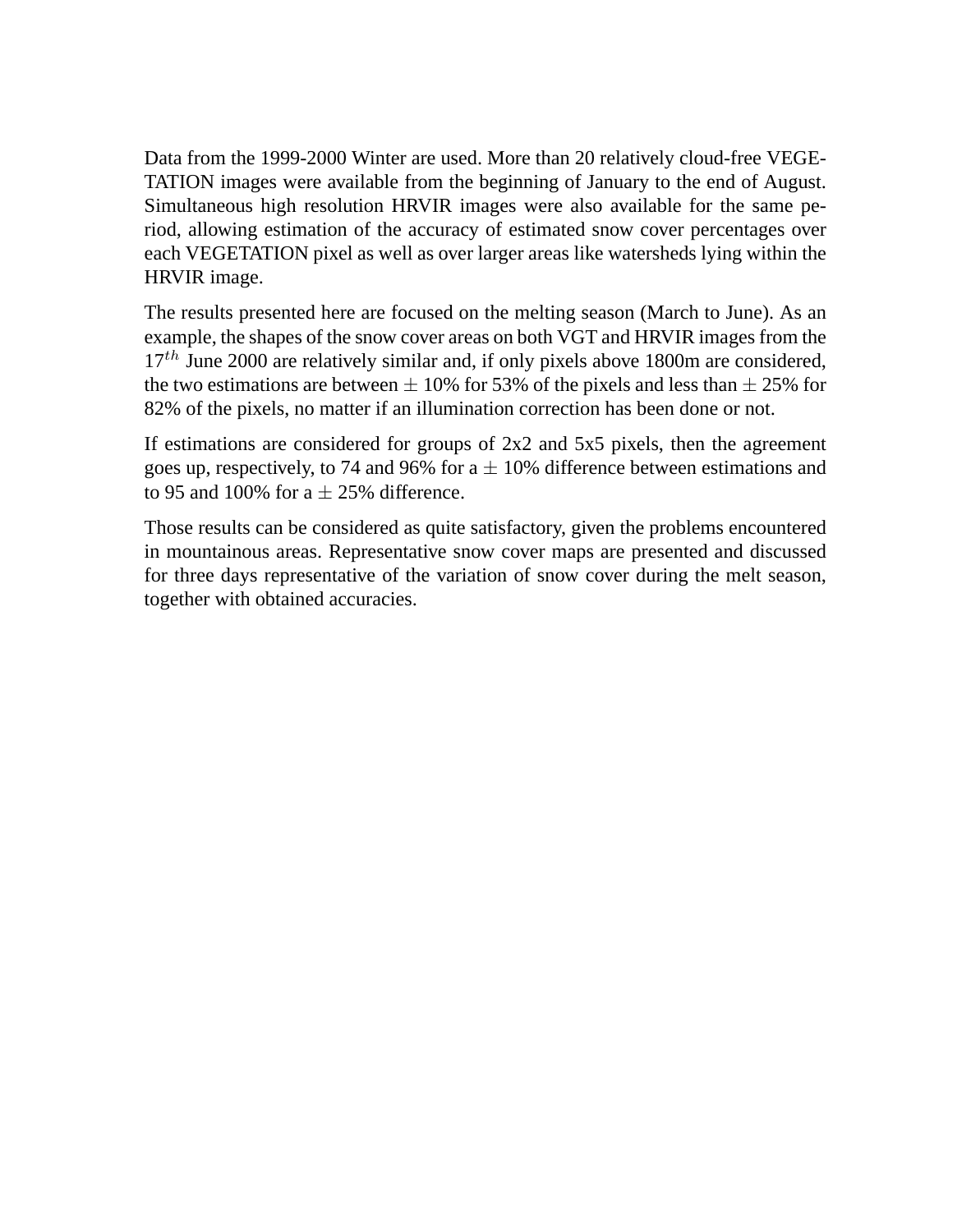Data from the 1999-2000 Winter are used. More than 20 relatively cloud-free VEGETATION images were available from the beginning of January to the end of August. Simultaneous high resolution HRVIR images were also available for the same period, allowing estimation of the accuracy of estimated snow cover percentages over each VEGETATION pixel as well as over larger areas like watersheds lying within the HRVIR image.

The results presented here are focused on the melting season (March to June). As an example, the shapes of the snow cover areas on both VGT and HRVIR images from the $17^{th}$ June 2000 are relatively similar and, if only pixels above 1800m are considered, the two estimations are between $\pm$ 10% for 53% of the pixels and less than $\pm$ 25% for 82% of the pixels, no matter if an illumination correction has been done or not.

If estimations are considered for groups of 2x2 and 5x5 pixels, then the agreement goes up, respectively, to 74 and 96% for a $\pm$ 10% difference between estimations and to 95 and 100% for a $\pm$ 25% difference.

Those results can be considered as quite satisfactory, given the problems encountered in mountainous areas. Representative snow cover maps are presented and discussed for three days representative of the variation of snow cover during the melt season, together with obtained accuracies.